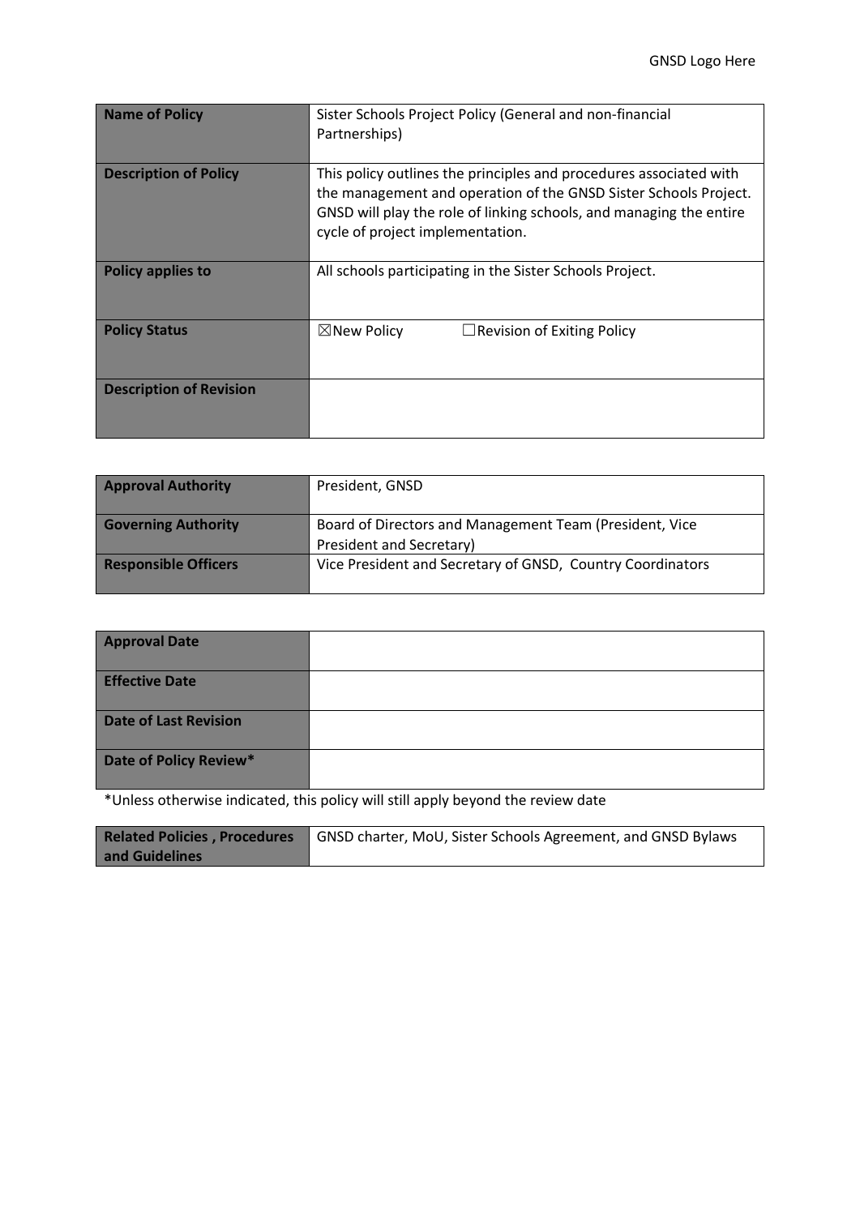GNSD Logo Here

| Name of Policy | Sister Schools Project Policy (General and non-financial Partnerships) |
|---|---|
| Description of Policy | This policy outlines the principles and procedures associated with the management and operation of the GNSD Sister Schools Project. GNSD will play the role of linking schools, and managing the entire cycle of project implementation. |
| Policy applies to | All schools participating in the Sister Schools Project. |
| Policy Status | ☒New Policy ☐Revision of Exiting Policy |
| Description of Revision | |

| Approval Authority | President, GNSD |
|---|---|
| Governing Authority | Board of Directors and Management Team (President, Vice President and Secretary) |
| Responsible Officers | Vice President and Secretary of GNSD, Country Coordinators |

| Approval Date | |
|---|---|
| Effective Date | |
| Date of Last Revision | |
| Date of Policy Review* | |

*Unless otherwise indicated, this policy will still apply beyond the review date

| Related Policies , Procedures and Guidelines | GNSD charter, MoU, Sister Schools Agreement, and GNSD Bylaws |
|---|---|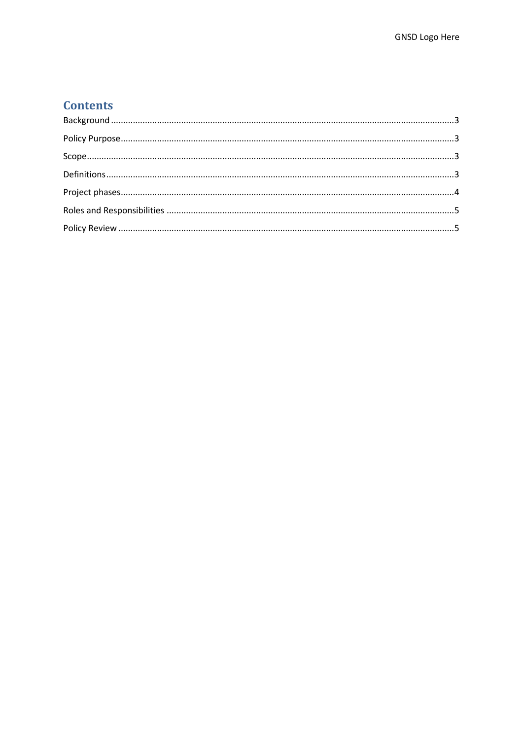## Contents

Background .......... 3

Policy Purpose .......... 3

Scope .......... 3

Definitions .......... 3

Project phases .......... 4

Roles and Responsibilities .......... 5

Policy Review .......... 5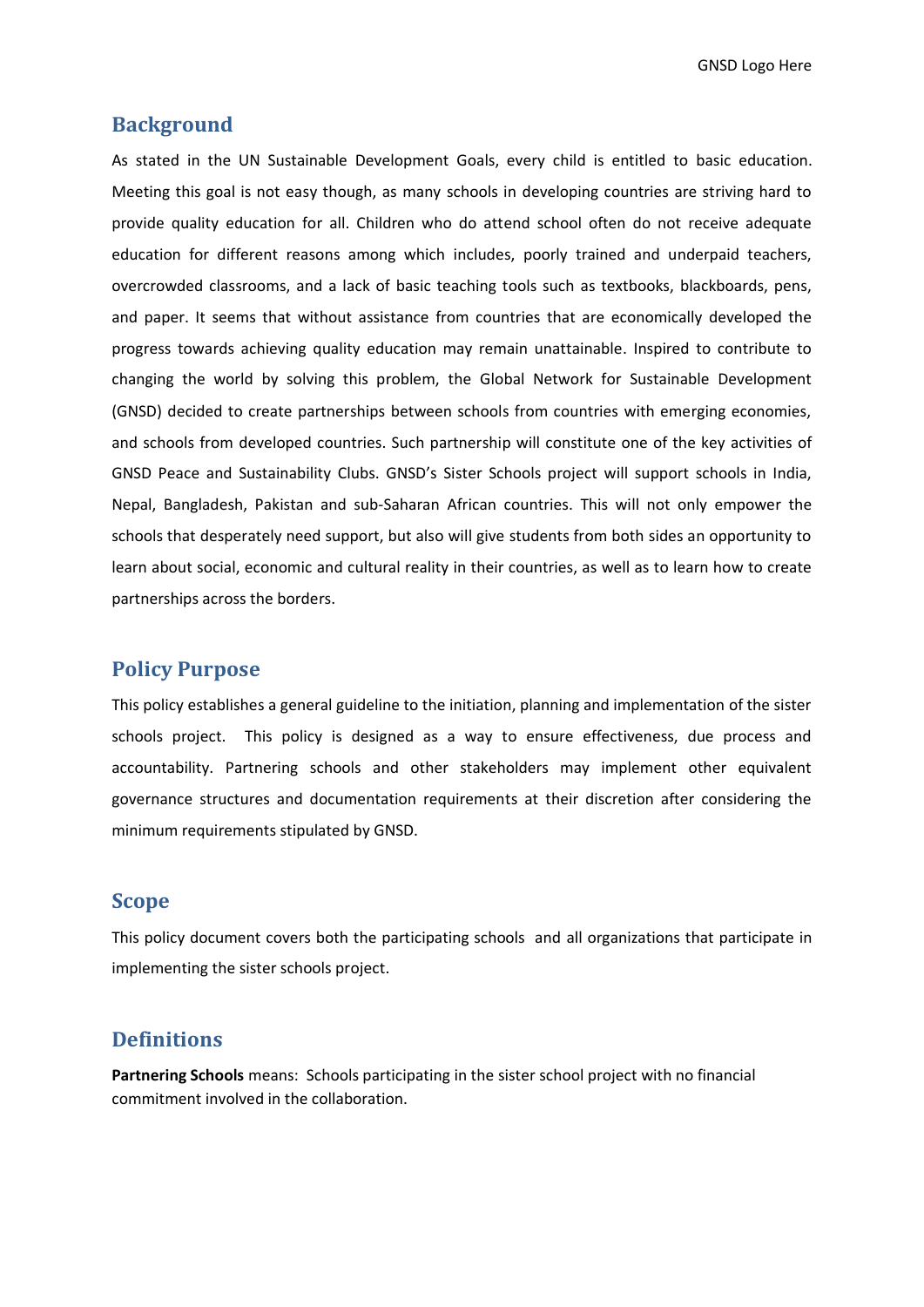## Background

As stated in the UN Sustainable Development Goals, every child is entitled to basic education. Meeting this goal is not easy though, as many schools in developing countries are striving hard to provide quality education for all. Children who do attend school often do not receive adequate education for different reasons among which includes, poorly trained and underpaid teachers, overcrowded classrooms, and a lack of basic teaching tools such as textbooks, blackboards, pens, and paper. It seems that without assistance from countries that are economically developed the progress towards achieving quality education may remain unattainable. Inspired to contribute to changing the world by solving this problem, the Global Network for Sustainable Development (GNSD) decided to create partnerships between schools from countries with emerging economies, and schools from developed countries. Such partnership will constitute one of the key activities of GNSD Peace and Sustainability Clubs. GNSD's Sister Schools project will support schools in India, Nepal, Bangladesh, Pakistan and sub-Saharan African countries. This will not only empower the schools that desperately need support, but also will give students from both sides an opportunity to learn about social, economic and cultural reality in their countries, as well as to learn how to create partnerships across the borders.

## Policy Purpose

This policy establishes a general guideline to the initiation, planning and implementation of the sister schools project. This policy is designed as a way to ensure effectiveness, due process and accountability. Partnering schools and other stakeholders may implement other equivalent governance structures and documentation requirements at their discretion after considering the minimum requirements stipulated by GNSD.

## Scope

This policy document covers both the participating schools and all organizations that participate in implementing the sister schools project.

## Definitions

**Partnering Schools** means: Schools participating in the sister school project with no financial commitment involved in the collaboration.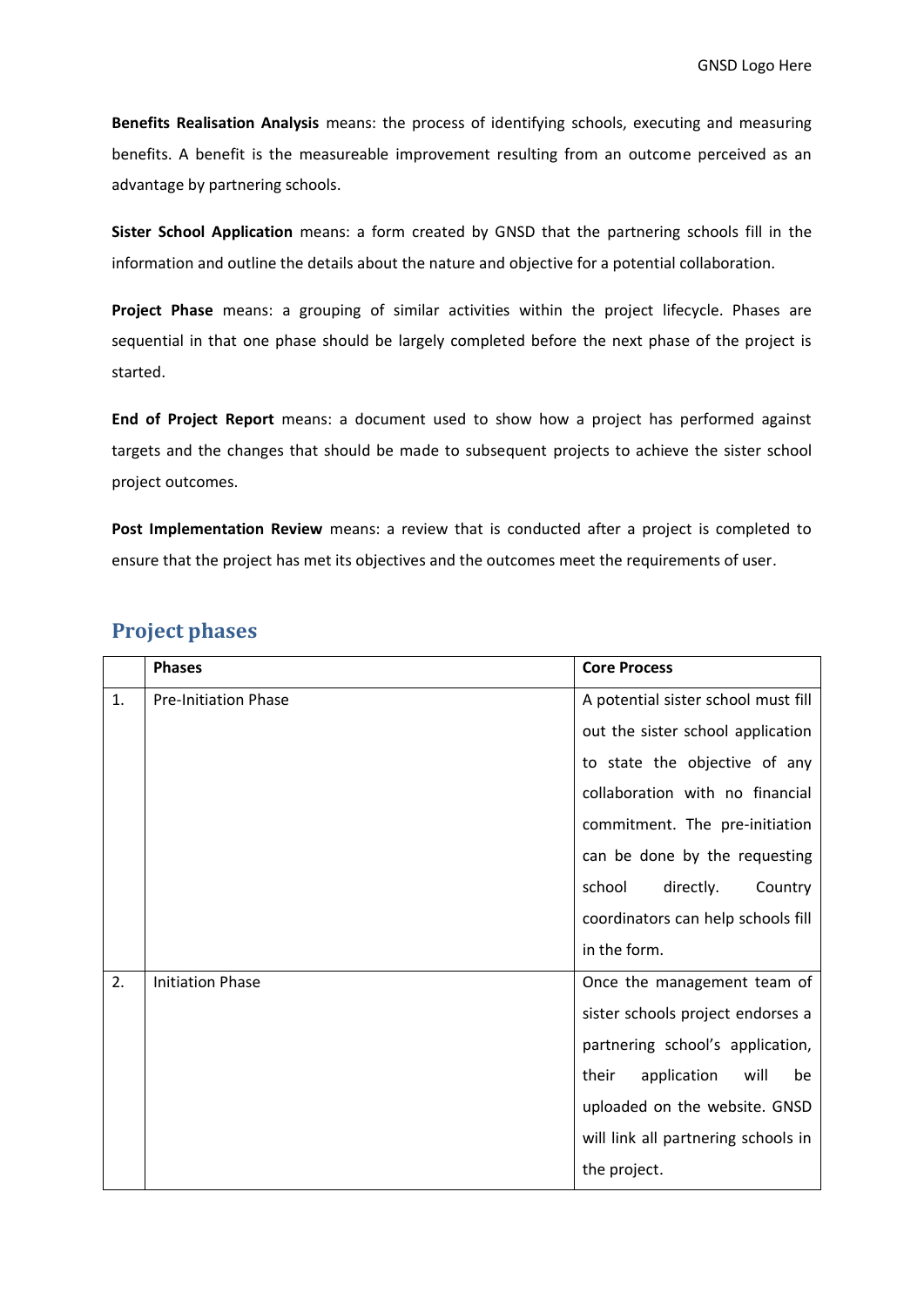**Benefits Realisation Analysis** means: the process of identifying schools, executing and measuring benefits. A benefit is the measureable improvement resulting from an outcome perceived as an advantage by partnering schools.

**Sister School Application** means: a form created by GNSD that the partnering schools fill in the information and outline the details about the nature and objective for a potential collaboration.

**Project Phase** means: a grouping of similar activities within the project lifecycle. Phases are sequential in that one phase should be largely completed before the next phase of the project is started.

**End of Project Report** means: a document used to show how a project has performed against targets and the changes that should be made to subsequent projects to achieve the sister school project outcomes.

**Post Implementation Review** means: a review that is conducted after a project is completed to ensure that the project has met its objectives and the outcomes meet the requirements of user.

## Project phases

| | **Phases** | **Core Process** |
|---|---|---|
| 1. | Pre-Initiation Phase | A potential sister school must fill out the sister school application to state the objective of any collaboration with no financial commitment. The pre-initiation can be done by the requesting school directly. Country coordinators can help schools fill in the form. |
| 2. | Initiation Phase | Once the management team of sister schools project endorses a partnering school's application, their application will be uploaded on the website. GNSD will link all partnering schools in the project. |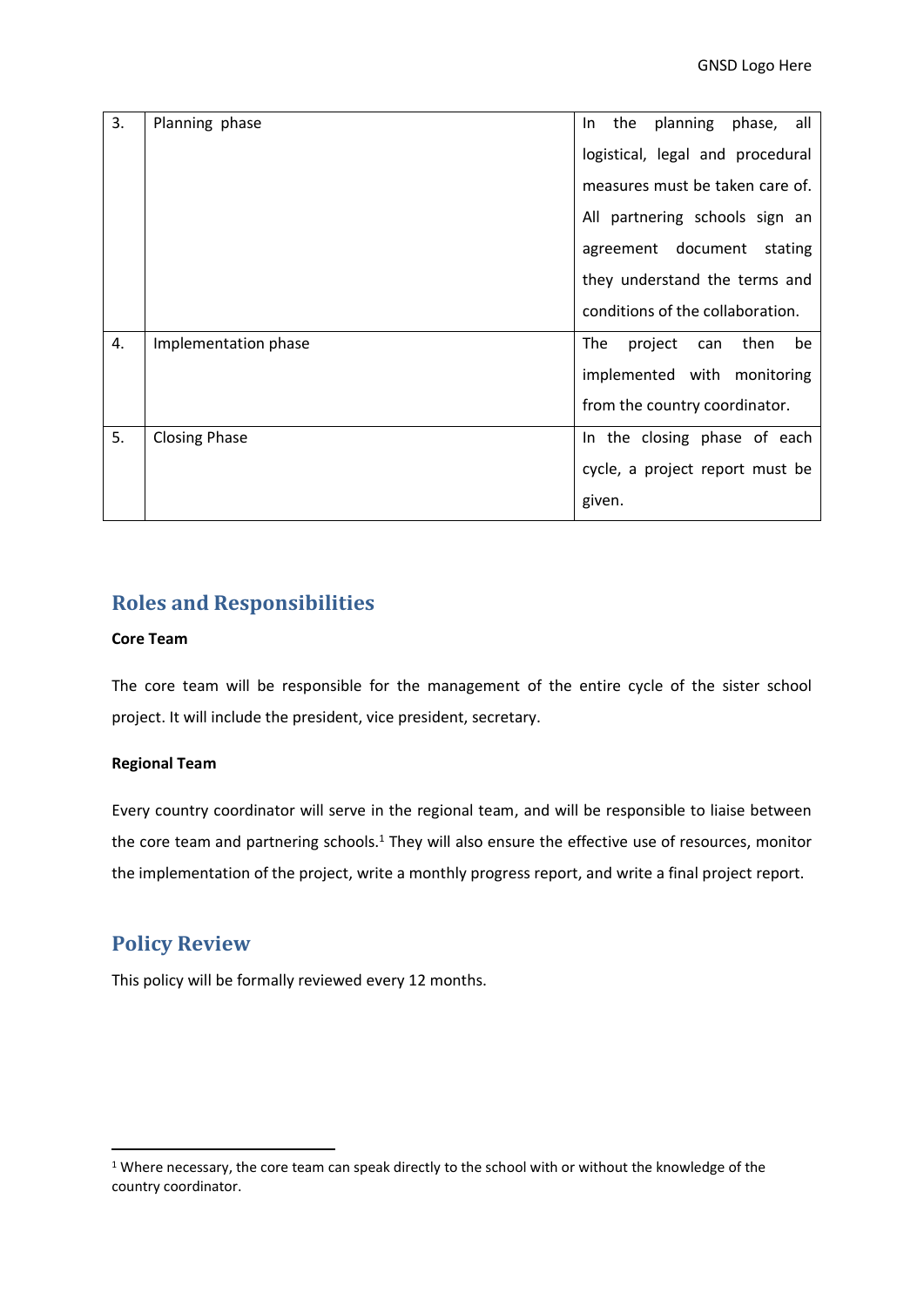| | | |
|---|---|---|
| 3. | Planning phase | In the planning phase, all logistical, legal and procedural measures must be taken care of. All partnering schools sign an agreement document stating they understand the terms and conditions of the collaboration. |
| 4. | Implementation phase | The project can then be implemented with monitoring from the country coordinator. |
| 5. | Closing Phase | In the closing phase of each cycle, a project report must be given. |

## Roles and Responsibilities

**Core Team**

The core team will be responsible for the management of the entire cycle of the sister school project. It will include the president, vice president, secretary.

**Regional Team**

Every country coordinator will serve in the regional team, and will be responsible to liaise between the core team and partnering schools.[1] They will also ensure the effective use of resources, monitor the implementation of the project, write a monthly progress report, and write a final project report.

## Policy Review

This policy will be formally reviewed every 12 months.

[1] Where necessary, the core team can speak directly to the school with or without the knowledge of the country coordinator.